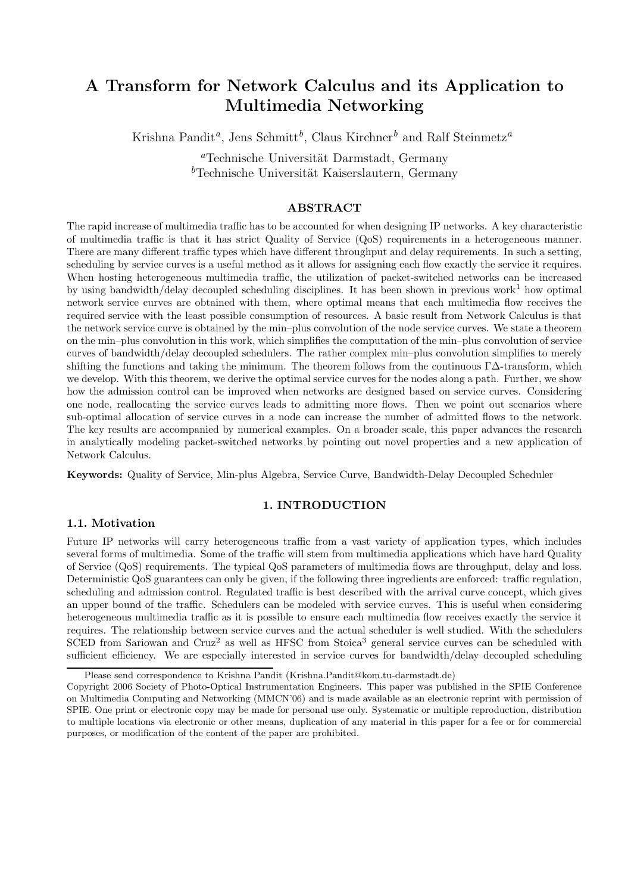# A Transform for Network Calculus and its Application to Multimedia Networking

Krishna Pandit[a], Jens Schmitt[b], Claus Kirchner[b] and Ralf Steinmetz[a]

[a]Technische Universität Darmstadt, Germany
[b]Technische Universität Kaiserslautern, Germany

## ABSTRACT

The rapid increase of multimedia traffic has to be accounted for when designing IP networks. A key characteristic of multimedia traffic is that it has strict Quality of Service (QoS) requirements in a heterogeneous manner. There are many different traffic types which have different throughput and delay requirements. In such a setting, scheduling by service curves is a useful method as it allows for assigning each flow exactly the service it requires. When hosting heterogeneous multimedia traffic, the utilization of packet-switched networks can be increased by using bandwidth/delay decoupled scheduling disciplines. It has been shown in previous work[1] how optimal network service curves are obtained with them, where optimal means that each multimedia flow receives the required service with the least possible consumption of resources. A basic result from Network Calculus is that the network service curve is obtained by the min–plus convolution of the node service curves. We state a theorem on the min–plus convolution in this work, which simplifies the computation of the min–plus convolution of service curves of bandwidth/delay decoupled schedulers. The rather complex min–plus convolution simplifies to merely shifting the functions and taking the minimum. The theorem follows from the continuous ΓΔ-transform, which we develop. With this theorem, we derive the optimal service curves for the nodes along a path. Further, we show how the admission control can be improved when networks are designed based on service curves. Considering one node, reallocating the service curves leads to admitting more flows. Then we point out scenarios where sub-optimal allocation of service curves in a node can increase the number of admitted flows to the network. The key results are accompanied by numerical examples. On a broader scale, this paper advances the research in analytically modeling packet-switched networks by pointing out novel properties and a new application of Network Calculus.

**Keywords:** Quality of Service, Min-plus Algebra, Service Curve, Bandwidth-Delay Decoupled Scheduler

## 1. INTRODUCTION

### 1.1. Motivation

Future IP networks will carry heterogeneous traffic from a vast variety of application types, which includes several forms of multimedia. Some of the traffic will stem from multimedia applications which have hard Quality of Service (QoS) requirements. The typical QoS parameters of multimedia flows are throughput, delay and loss. Deterministic QoS guarantees can only be given, if the following three ingredients are enforced: traffic regulation, scheduling and admission control. Regulated traffic is best described with the arrival curve concept, which gives an upper bound of the traffic. Schedulers can be modeled with service curves. This is useful when considering heterogeneous multimedia traffic as it is possible to ensure each multimedia flow receives exactly the service it requires. The relationship between service curves and the actual scheduler is well studied. With the schedulers SCED from Sariowan and Cruz[2] as well as HFSC from Stoica[3] general service curves can be scheduled with sufficient efficiency. We are especially interested in service curves for bandwidth/delay decoupled scheduling

---

Please send correspondence to Krishna Pandit (Krishna.Pandit@kom.tu-darmstadt.de)

Copyright 2006 Society of Photo-Optical Instrumentation Engineers. This paper was published in the SPIE Conference on Multimedia Computing and Networking (MMCN'06) and is made available as an electronic reprint with permission of SPIE. One print or electronic copy may be made for personal use only. Systematic or multiple reproduction, distribution to multiple locations via electronic or other means, duplication of any material in this paper for a fee or for commercial purposes, or modification of the content of the paper are prohibited.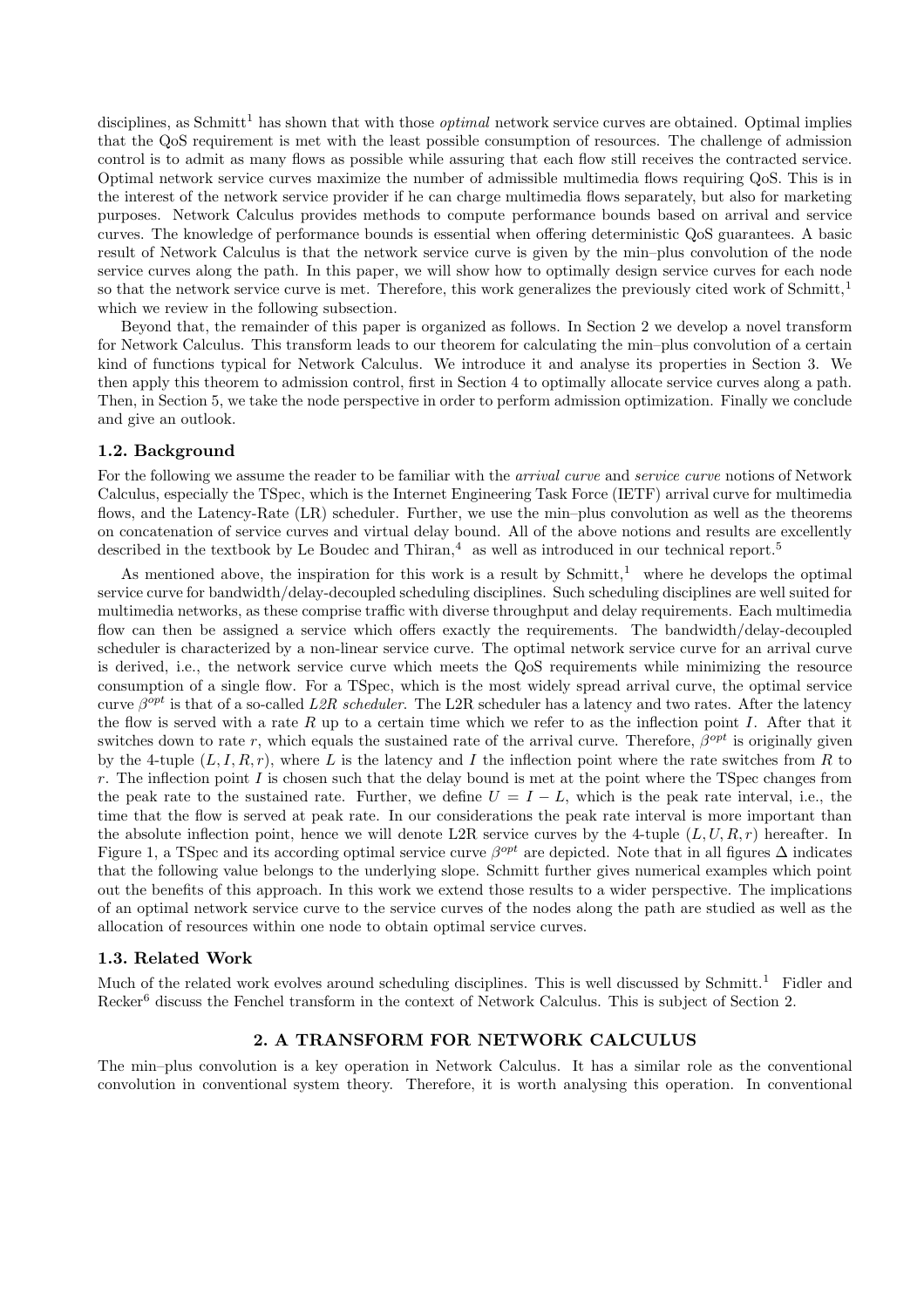disciplines, as Schmitt[1] has shown that with those *optimal* network service curves are obtained. Optimal implies that the QoS requirement is met with the least possible consumption of resources. The challenge of admission control is to admit as many flows as possible while assuring that each flow still receives the contracted service. Optimal network service curves maximize the number of admissible multimedia flows requiring QoS. This is in the interest of the network service provider if he can charge multimedia flows separately, but also for marketing purposes. Network Calculus provides methods to compute performance bounds based on arrival and service curves. The knowledge of performance bounds is essential when offering deterministic QoS guarantees. A basic result of Network Calculus is that the network service curve is given by the min–plus convolution of the node service curves along the path. In this paper, we will show how to optimally design service curves for each node so that the network service curve is met. Therefore, this work generalizes the previously cited work of Schmitt,[1] which we review in the following subsection.

Beyond that, the remainder of this paper is organized as follows. In Section 2 we develop a novel transform for Network Calculus. This transform leads to our theorem for calculating the min–plus convolution of a certain kind of functions typical for Network Calculus. We introduce it and analyse its properties in Section 3. We then apply this theorem to admission control, first in Section 4 to optimally allocate service curves along a path. Then, in Section 5, we take the node perspective in order to perform admission optimization. Finally we conclude and give an outlook.

### 1.2. Background

For the following we assume the reader to be familiar with the *arrival curve* and *service curve* notions of Network Calculus, especially the TSpec, which is the Internet Engineering Task Force (IETF) arrival curve for multimedia flows, and the Latency-Rate (LR) scheduler. Further, we use the min–plus convolution as well as the theorems on concatenation of service curves and virtual delay bound. All of the above notions and results are excellently described in the textbook by Le Boudec and Thiran,[4] as well as introduced in our technical report.[5]

As mentioned above, the inspiration for this work is a result by Schmitt,[1] where he develops the optimal service curve for bandwidth/delay-decoupled scheduling disciplines. Such scheduling disciplines are well suited for multimedia networks, as these comprise traffic with diverse throughput and delay requirements. Each multimedia flow can then be assigned a service which offers exactly the requirements. The bandwidth/delay-decoupled scheduler is characterized by a non-linear service curve. The optimal network service curve for an arrival curve is derived, i.e., the network service curve which meets the QoS requirements while minimizing the resource consumption of a single flow. For a TSpec, which is the most widely spread arrival curve, the optimal service curve $\beta^{opt}$ is that of a so-called *L2R scheduler*. The L2R scheduler has a latency and two rates. After the latency the flow is served with a rate $R$ up to a certain time which we refer to as the inflection point $I$. After that it switches down to rate $r$, which equals the sustained rate of the arrival curve. Therefore, $\beta^{opt}$ is originally given by the 4-tuple $(L, I, R, r)$, where $L$ is the latency and $I$ the inflection point where the rate switches from $R$ to $r$. The inflection point $I$ is chosen such that the delay bound is met at the point where the TSpec changes from the peak rate to the sustained rate. Further, we define $U = I - L$, which is the peak rate interval, i.e., the time that the flow is served at peak rate. In our considerations the peak rate interval is more important than the absolute inflection point, hence we will denote L2R service curves by the 4-tuple $(L, U, R, r)$ hereafter. In Figure 1, a TSpec and its according optimal service curve $\beta^{opt}$ are depicted. Note that in all figures $\Delta$ indicates that the following value belongs to the underlying slope. Schmitt further gives numerical examples which point out the benefits of this approach. In this work we extend those results to a wider perspective. The implications of an optimal network service curve to the service curves of the nodes along the path are studied as well as the allocation of resources within one node to obtain optimal service curves.

### 1.3. Related Work

Much of the related work evolves around scheduling disciplines. This is well discussed by Schmitt.[1] Fidler and Recker[6] discuss the Fenchel transform in the context of Network Calculus. This is subject of Section 2.

## 2. A TRANSFORM FOR NETWORK CALCULUS

The min–plus convolution is a key operation in Network Calculus. It has a similar role as the conventional convolution in conventional system theory. Therefore, it is worth analysing this operation. In conventional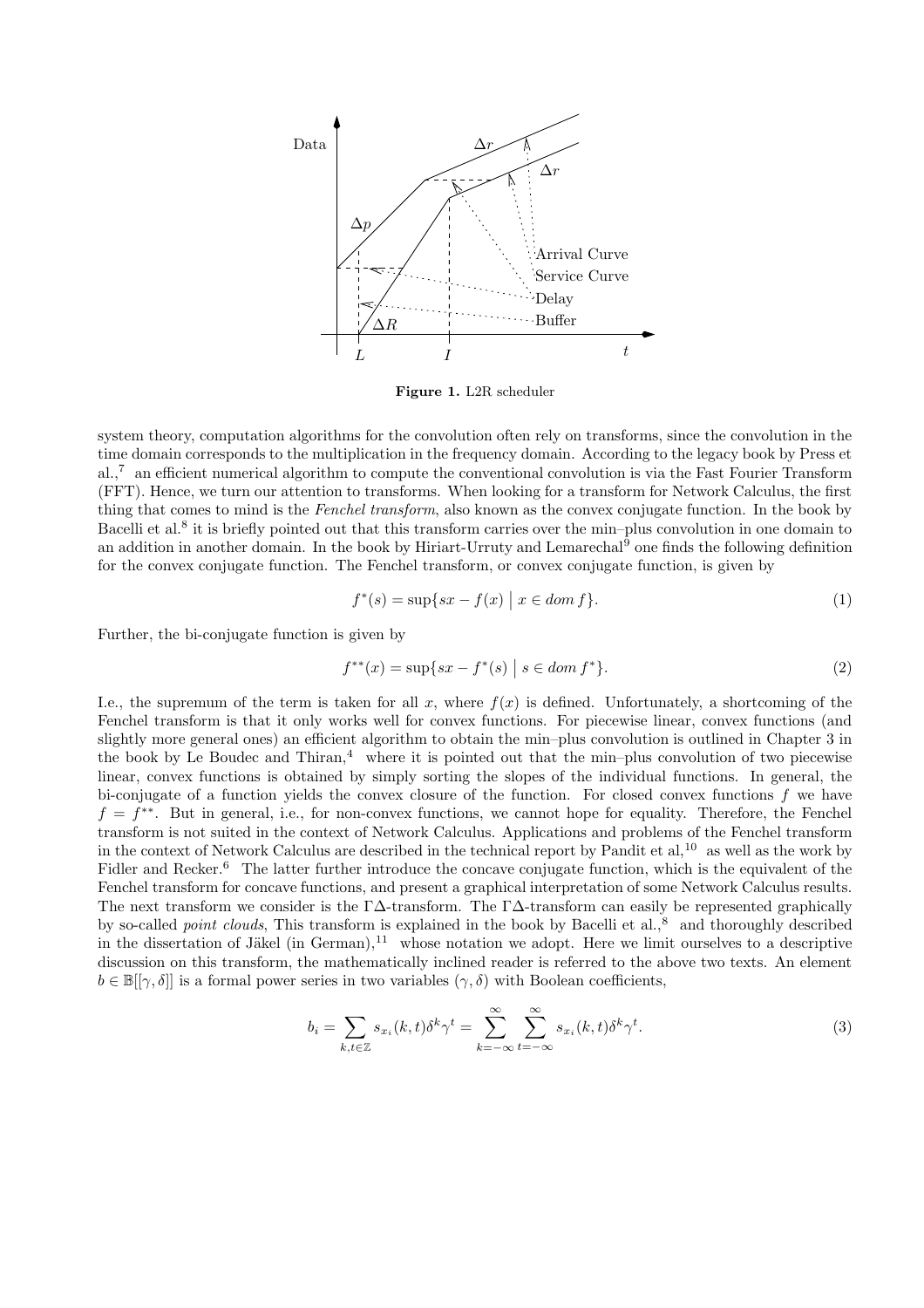Data

$\Delta r$

$\Delta r$

$\Delta p$

Arrival Curve

Service Curve

Delay

Buffer

$\Delta R$

$L$

$I$

$t$

**Figure 1.** L2R scheduler

system theory, computation algorithms for the convolution often rely on transforms, since the convolution in the time domain corresponds to the multiplication in the frequency domain. According to the legacy book by Press et al.,[7] an efficient numerical algorithm to compute the conventional convolution is via the Fast Fourier Transform (FFT). Hence, we turn our attention to transforms. When looking for a transform for Network Calculus, the first thing that comes to mind is the *Fenchel transform*, also known as the convex conjugate function. In the book by Bacelli et al.[8] it is briefly pointed out that this transform carries over the min–plus convolution in one domain to an addition in another domain. In the book by Hiriart-Urruty and Lemarechal[9] one finds the following definition for the convex conjugate function. The Fenchel transform, or convex conjugate function, is given by

$$f^{*}(s) = \sup\{sx - f(x) \mid x \in dom\, f\}. \tag{1}$$

Further, the bi-conjugate function is given by

$$f^{**}(x) = \sup\{sx - f^{*}(s) \mid s \in dom\, f^{*}\}. \tag{2}$$

I.e., the supremum of the term is taken for all $x$, where $f(x)$ is defined. Unfortunately, a shortcoming of the Fenchel transform is that it only works well for convex functions. For piecewise linear, convex functions (and slightly more general ones) an efficient algorithm to obtain the min–plus convolution is outlined in Chapter 3 in the book by Le Boudec and Thiran,[4] where it is pointed out that the min–plus convolution of two piecewise linear, convex functions is obtained by simply sorting the slopes of the individual functions. In general, the bi-conjugate of a function yields the convex closure of the function. For closed convex functions $f$ we have $f = f^{**}$. But in general, i.e., for non-convex functions, we cannot hope for equality. Therefore, the Fenchel transform is not suited in the context of Network Calculus. Applications and problems of the Fenchel transform in the context of Network Calculus are described in the technical report by Pandit et al,[10] as well as the work by Fidler and Recker.[6] The latter further introduce the concave conjugate function, which is the equivalent of the Fenchel transform for concave functions, and present a graphical interpretation of some Network Calculus results. The next transform we consider is the $\Gamma\Delta$-transform. The $\Gamma\Delta$-transform can easily be represented graphically by so-called *point clouds*, This transform is explained in the book by Bacelli et al.,[8] and thoroughly described in the dissertation of Jäkel (in German),[11] whose notation we adopt. Here we limit ourselves to a descriptive discussion on this transform, the mathematically inclined reader is referred to the above two texts. An element $b \in \mathbb{B}[[\gamma, \delta]]$ is a formal power series in two variables $(\gamma, \delta)$ with Boolean coefficients,

$$b_i = \sum_{k,t \in \mathbb{Z}} s_{x_i}(k,t)\delta^k \gamma^t = \sum_{k=-\infty}^{\infty} \sum_{t=-\infty}^{\infty} s_{x_i}(k,t)\delta^k \gamma^t. \tag{3}$$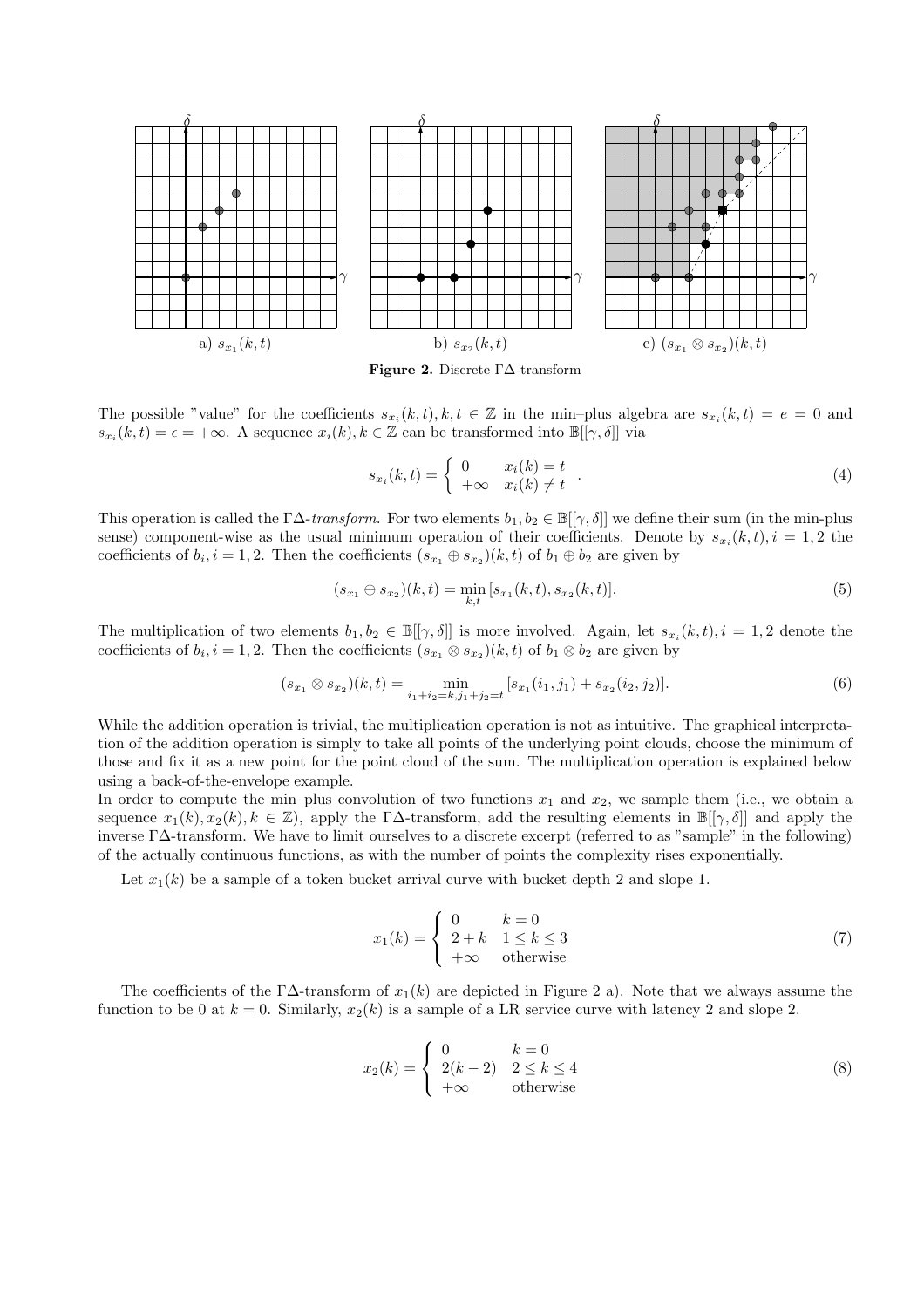δ

γ

a) $s_{x_1}(k,t)$

δ

γ

b) $s_{x_2}(k,t)$

δ

γ

c) $(s_{x_1} \otimes s_{x_2})(k,t)$

**Figure 2.** Discrete $\Gamma\Delta$-transform

The possible "value" for the coefficients $s_{x_i}(k,t), k,t \in \mathbb{Z}$ in the min–plus algebra are $s_{x_i}(k,t) = e = 0$ and $s_{x_i}(k,t) = \epsilon = +\infty$. A sequence $x_i(k), k \in \mathbb{Z}$ can be transformed into $\mathbb{B}[[\gamma,\delta]]$ via

$$s_{x_i}(k,t) = \begin{cases} 0 & x_i(k) = t \\ +\infty & x_i(k) \neq t \end{cases} . \tag{4}$$

This operation is called the *$\Gamma\Delta$-transform*. For two elements $b_1, b_2 \in \mathbb{B}[[\gamma,\delta]]$ we define their sum (in the min-plus sense) component-wise as the usual minimum operation of their coefficients. Denote by $s_{x_i}(k,t), i = 1,2$ the coefficients of $b_i, i = 1,2$. Then the coefficients $(s_{x_1} \oplus s_{x_2})(k,t)$ of $b_1 \oplus b_2$ are given by

$$(s_{x_1} \oplus s_{x_2})(k,t) = \min_{k,t} [s_{x_1}(k,t), s_{x_2}(k,t)]. \tag{5}$$

The multiplication of two elements $b_1, b_2 \in \mathbb{B}[[\gamma,\delta]]$ is more involved. Again, let $s_{x_i}(k,t), i = 1,2$ denote the coefficients of $b_i, i = 1,2$. Then the coefficients $(s_{x_1} \otimes s_{x_2})(k,t)$ of $b_1 \otimes b_2$ are given by

$$(s_{x_1} \otimes s_{x_2})(k,t) = \min_{i_1+i_2=k, j_1+j_2=t} [s_{x_1}(i_1,j_1) + s_{x_2}(i_2,j_2)]. \tag{6}$$

While the addition operation is trivial, the multiplication operation is not as intuitive. The graphical interpretation of the addition operation is simply to take all points of the underlying point clouds, choose the minimum of those and fix it as a new point for the point cloud of the sum. The multiplication operation is explained below using a back-of-the-envelope example.

In order to compute the min–plus convolution of two functions $x_1$ and $x_2$, we sample them (i.e., we obtain a sequence $x_1(k), x_2(k), k \in \mathbb{Z}$), apply the $\Gamma\Delta$-transform, add the resulting elements in $\mathbb{B}[[\gamma,\delta]]$ and apply the inverse $\Gamma\Delta$-transform. We have to limit ourselves to a discrete excerpt (referred to as "sample" in the following) of the actually continuous functions, as with the number of points the complexity rises exponentially.

Let $x_1(k)$ be a sample of a token bucket arrival curve with bucket depth 2 and slope 1.

$$x_1(k) = \begin{cases} 0 & k = 0 \\ 2 + k & 1 \leq k \leq 3 \\ +\infty & \text{otherwise} \end{cases} \tag{7}$$

The coefficients of the $\Gamma\Delta$-transform of $x_1(k)$ are depicted in Figure 2 a). Note that we always assume the function to be 0 at $k = 0$. Similarly, $x_2(k)$ is a sample of a LR service curve with latency 2 and slope 2.

$$x_2(k) = \begin{cases} 0 & k = 0 \\ 2(k-2) & 2 \leq k \leq 4 \\ +\infty & \text{otherwise} \end{cases} \tag{8}$$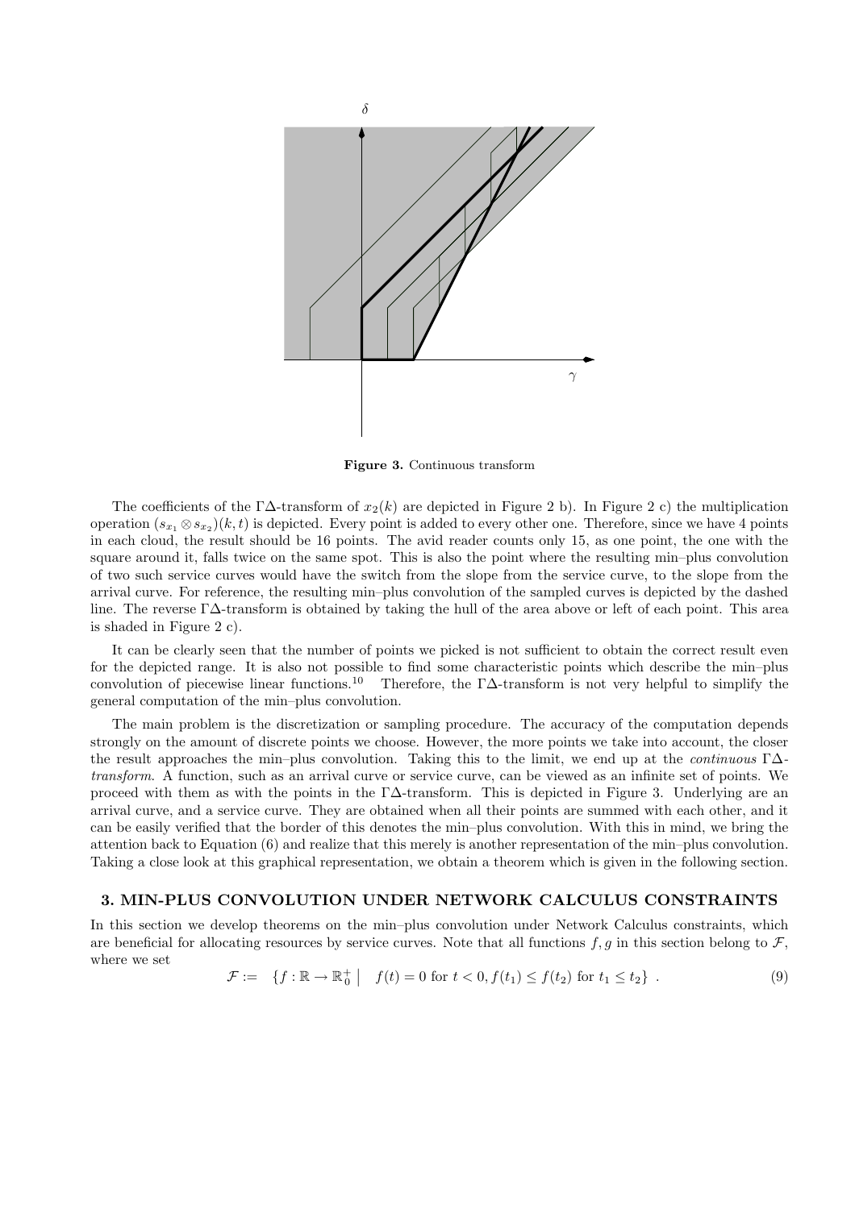δ

γ

**Figure 3.** Continuous transform

The coefficients of the ΓΔ-transform of $x_2(k)$ are depicted in Figure 2 b). In Figure 2 c) the multiplication operation $(s_{x_1} \otimes s_{x_2})(k,t)$ is depicted. Every point is added to every other one. Therefore, since we have 4 points in each cloud, the result should be 16 points. The avid reader counts only 15, as one point, the one with the square around it, falls twice on the same spot. This is also the point where the resulting min–plus convolution of two such service curves would have the switch from the slope from the service curve, to the slope from the arrival curve. For reference, the resulting min–plus convolution of the sampled curves is depicted by the dashed line. The reverse ΓΔ-transform is obtained by taking the hull of the area above or left of each point. This area is shaded in Figure 2 c).

It can be clearly seen that the number of points we picked is not sufficient to obtain the correct result even for the depicted range. It is also not possible to find some characteristic points which describe the min–plus convolution of piecewise linear functions.[10] Therefore, the ΓΔ-transform is not very helpful to simplify the general computation of the min–plus convolution.

The main problem is the discretization or sampling procedure. The accuracy of the computation depends strongly on the amount of discrete points we choose. However, the more points we take into account, the closer the result approaches the min–plus convolution. Taking this to the limit, we end up at the *continuous* ΓΔ-*transform*. A function, such as an arrival curve or service curve, can be viewed as an infinite set of points. We proceed with them as with the points in the ΓΔ-transform. This is depicted in Figure 3. Underlying are an arrival curve, and a service curve. They are obtained when all their points are summed with each other, and it can be easily verified that the border of this denotes the min–plus convolution. With this in mind, we bring the attention back to Equation (6) and realize that this merely is another representation of the min–plus convolution. Taking a close look at this graphical representation, we obtain a theorem which is given in the following section.

## 3. MIN-PLUS CONVOLUTION UNDER NETWORK CALCULUS CONSTRAINTS

In this section we develop theorems on the min–plus convolution under Network Calculus constraints, which are beneficial for allocating resources by service curves. Note that all functions $f, g$ in this section belong to $\mathcal{F}$, where we set

$$\mathcal{F} := \quad \{ f : \mathbb{R} \to \mathbb{R}_0^+ \mid \quad f(t) = 0 \text{ for } t < 0, f(t_1) \le f(t_2) \text{ for } t_1 \le t_2 \} \ . \tag{9}$$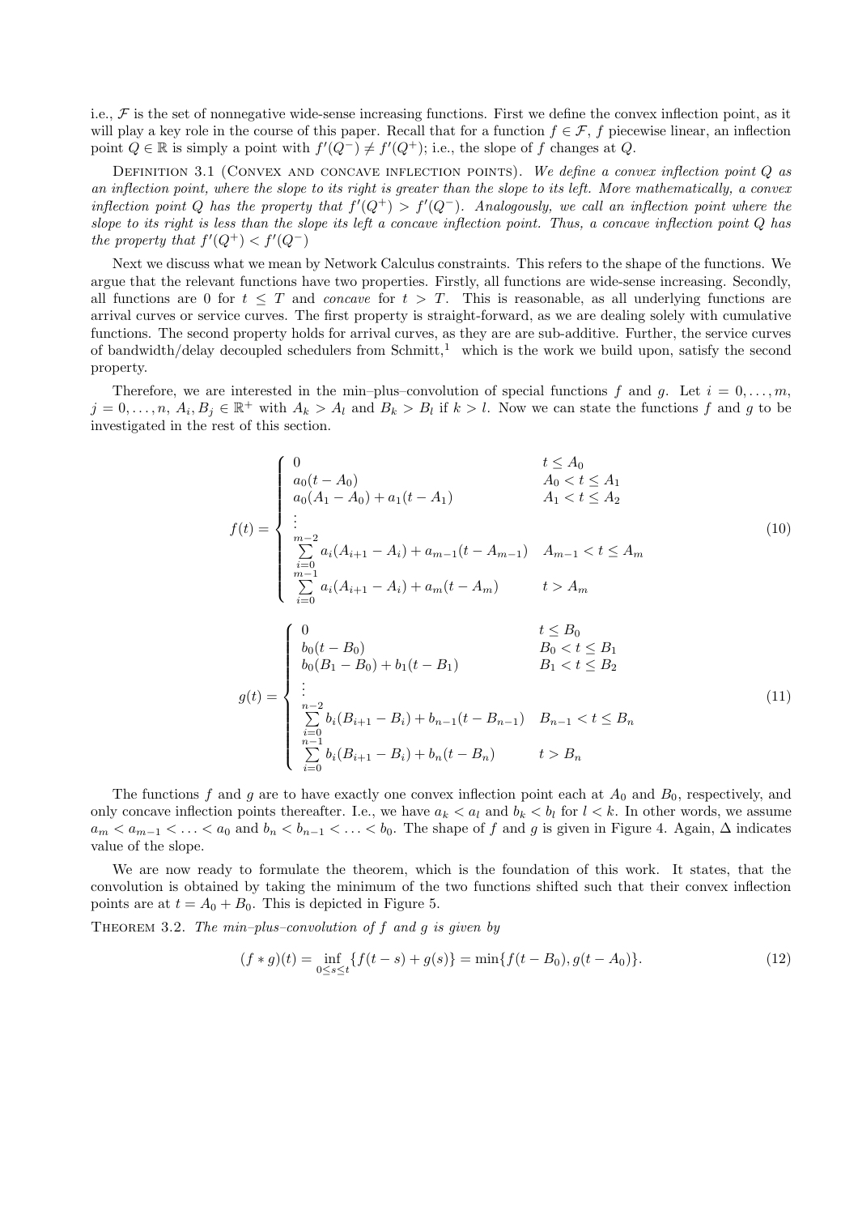i.e., $\mathcal{F}$ is the set of nonnegative wide-sense increasing functions. First we define the convex inflection point, as it will play a key role in the course of this paper. Recall that for a function $f \in \mathcal{F}$, $f$ piecewise linear, an inflection point $Q \in \mathbb{R}$ is simply a point with $f'(Q^-) \neq f'(Q^+)$; i.e., the slope of $f$ changes at $Q$.

Definition 3.1 (Convex and concave inflection points). *We define a convex inflection point $Q$ as an inflection point, where the slope to its right is greater than the slope to its left. More mathematically, a convex inflection point $Q$ has the property that $f'(Q^+) > f'(Q^-)$. Analogously, we call an inflection point where the slope to its right is less than the slope its left a concave inflection point. Thus, a concave inflection point $Q$ has the property that $f'(Q^+) < f'(Q^-)$*

Next we discuss what we mean by Network Calculus constraints. This refers to the shape of the functions. We argue that the relevant functions have two properties. Firstly, all functions are wide-sense increasing. Secondly, all functions are 0 for $t \leq T$ and *concave* for $t > T$. This is reasonable, as all underlying functions are arrival curves or service curves. The first property is straight-forward, as we are dealing solely with cumulative functions. The second property holds for arrival curves, as they are are sub-additive. Further, the service curves of bandwidth/delay decoupled schedulers from Schmitt,[1] which is the work we build upon, satisfy the second property.

Therefore, we are interested in the min–plus–convolution of special functions $f$ and $g$. Let $i = 0, \ldots, m$, $j = 0, \ldots, n$, $A_i, B_j \in \mathbb{R}^+$ with $A_k > A_l$ and $B_k > B_l$ if $k > l$. Now we can state the functions $f$ and $g$ to be investigated in the rest of this section.

$$f(t) = \begin{cases} 0 & t \leq A_0 \\ a_0(t - A_0) & A_0 < t \leq A_1 \\ a_0(A_1 - A_0) + a_1(t - A_1) & A_1 < t \leq A_2 \\ \vdots & \\ \sum\limits_{i=0}^{m-2} a_i(A_{i+1} - A_i) + a_{m-1}(t - A_{m-1}) & A_{m-1} < t \leq A_m \\ \sum\limits_{i=0}^{m-1} a_i(A_{i+1} - A_i) + a_m(t - A_m) & t > A_m \end{cases} \tag{10}$$

$$g(t) = \begin{cases} 0 & t \leq B_0 \\ b_0(t - B_0) & B_0 < t \leq B_1 \\ b_0(B_1 - B_0) + b_1(t - B_1) & B_1 < t \leq B_2 \\ \vdots & \\ \sum\limits_{i=0}^{n-2} b_i(B_{i+1} - B_i) + b_{n-1}(t - B_{n-1}) & B_{n-1} < t \leq B_n \\ \sum\limits_{i=0}^{n-1} b_i(B_{i+1} - B_i) + b_n(t - B_n) & t > B_n \end{cases} \tag{11}$$

The functions $f$ and $g$ are to have exactly one convex inflection point each at $A_0$ and $B_0$, respectively, and only concave inflection points thereafter. I.e., we have $a_k < a_l$ and $b_k < b_l$ for $l < k$. In other words, we assume $a_m < a_{m-1} < \ldots < a_0$ and $b_n < b_{n-1} < \ldots < b_0$. The shape of $f$ and $g$ is given in Figure 4. Again, $\Delta$ indicates value of the slope.

We are now ready to formulate the theorem, which is the foundation of this work. It states, that the convolution is obtained by taking the minimum of the two functions shifted such that their convex inflection points are at $t = A_0 + B_0$. This is depicted in Figure 5.

Theorem 3.2. *The min–plus–convolution of $f$ and $g$ is given by*

$$(f * g)(t) = \inf_{0 \leq s \leq t} \{f(t - s) + g(s)\} = \min\{f(t - B_0), g(t - A_0)\}. \tag{12}$$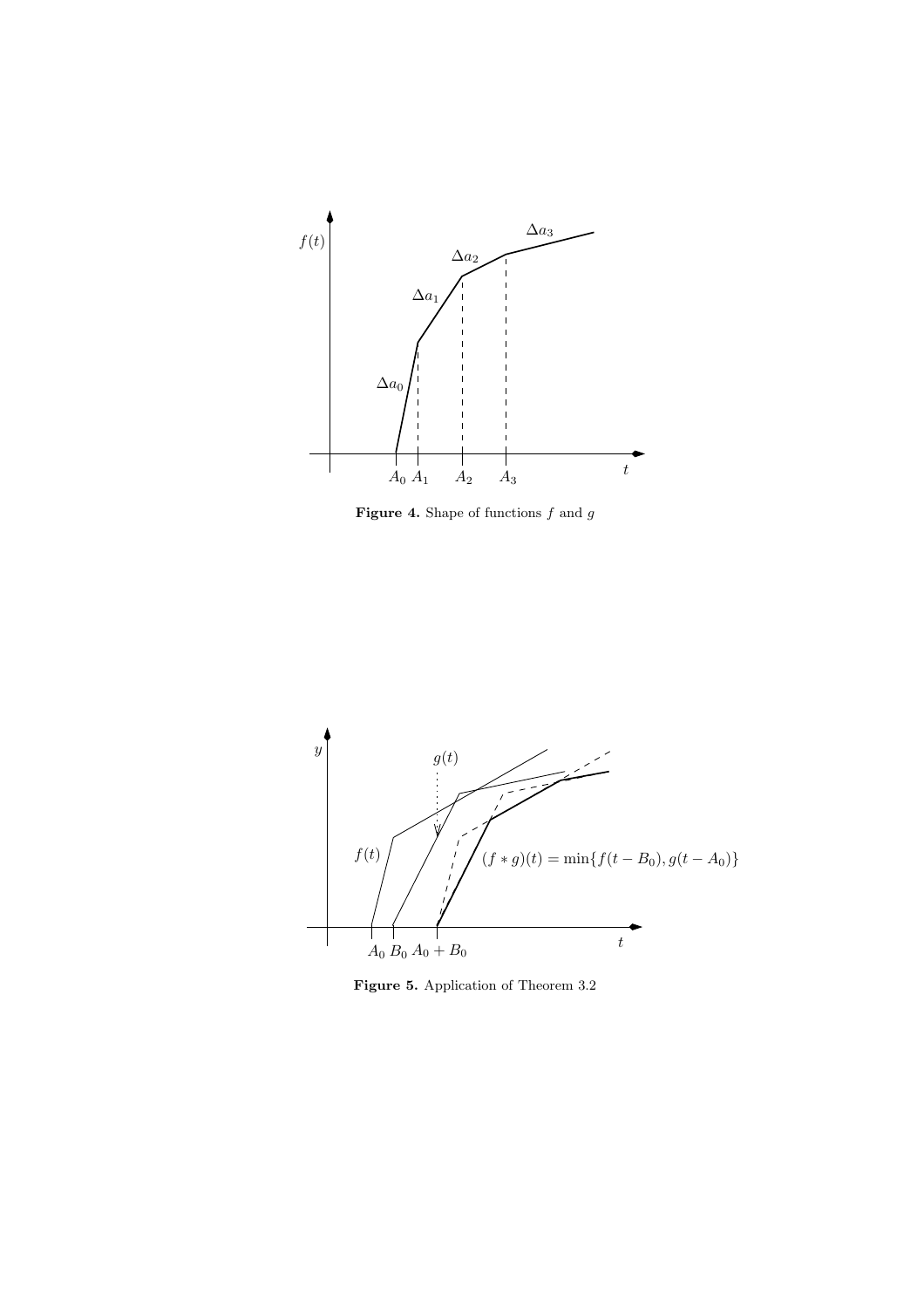$f(t)$

$\Delta a_3$

$\Delta a_2$

$\Delta a_1$

$\Delta a_0$

$A_0$ $A_1$ $A_2$ $A_3$ $t$

**Figure 4.** Shape of functions $f$ and $g$

$y$

$g(t)$

$f(t)$

$(f * g)(t) = \min\{f(t - B_0), g(t - A_0)\}$

$A_0$ $B_0$ $A_0 + B_0$ $t$

**Figure 5.** Application of Theorem 3.2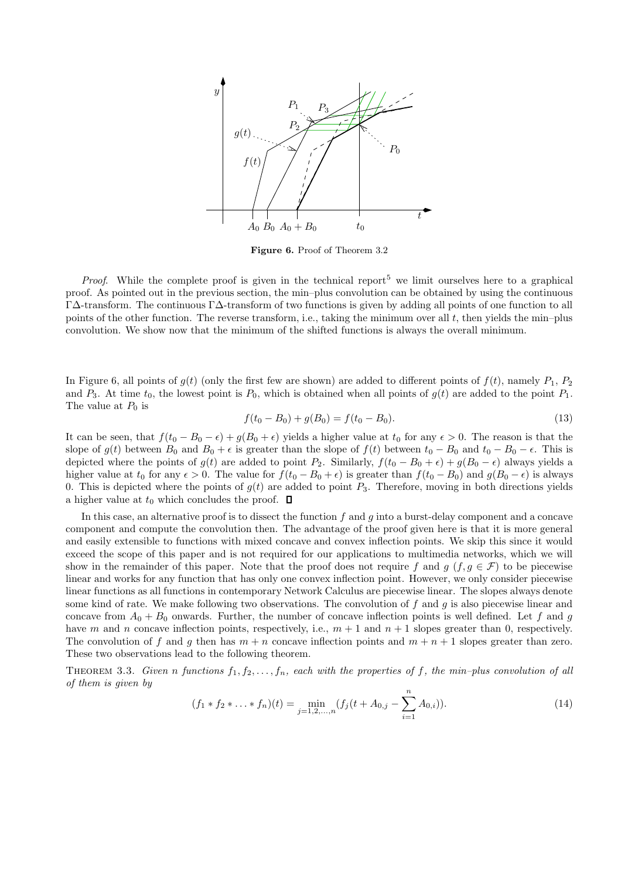y

$P_1$ $P_3$

$P_2$

$g(t)$

$f(t)$

$P_0$

$A_0$ $B_0$ $A_0 + B_0$ $t_0$ $t$

**Figure 6.** Proof of Theorem 3.2

*Proof*. While the complete proof is given in the technical report[5] we limit ourselves here to a graphical proof. As pointed out in the previous section, the min–plus convolution can be obtained by using the continuous $\Gamma\Delta$-transform. The continuous $\Gamma\Delta$-transform of two functions is given by adding all points of one function to all points of the other function. The reverse transform, i.e., taking the minimum over all $t$, then yields the min–plus convolution. We show now that the minimum of the shifted functions is always the overall minimum.

In Figure 6, all points of $g(t)$ (only the first few are shown) are added to different points of $f(t)$, namely $P_1$, $P_2$ and $P_3$. At time $t_0$, the lowest point is $P_0$, which is obtained when all points of $g(t)$ are added to the point $P_1$. The value at $P_0$ is

$$f(t_0 - B_0) + g(B_0) = f(t_0 - B_0). \tag{13}$$

It can be seen, that $f(t_0 - B_0 - \epsilon) + g(B_0 + \epsilon)$ yields a higher value at $t_0$ for any $\epsilon > 0$. The reason is that the slope of $g(t)$ between $B_0$ and $B_0 + \epsilon$ is greater than the slope of $f(t)$ between $t_0 - B_0$ and $t_0 - B_0 - \epsilon$. This is depicted where the points of $g(t)$ are added to point $P_2$. Similarly, $f(t_0 - B_0 + \epsilon) + g(B_0 - \epsilon)$ always yields a higher value at $t_0$ for any $\epsilon > 0$. The value for $f(t_0 - B_0 + \epsilon)$ is greater than $f(t_0 - B_0)$ and $g(B_0 - \epsilon)$ is always 0. This is depicted where the points of $g(t)$ are added to point $P_3$. Therefore, moving in both directions yields a higher value at $t_0$ which concludes the proof. ☐

In this case, an alternative proof is to dissect the function $f$ and $g$ into a burst-delay component and a concave component and compute the convolution then. The advantage of the proof given here is that it is more general and easily extensible to functions with mixed concave and convex inflection points. We skip this since it would exceed the scope of this paper and is not required for our applications to multimedia networks, which we will show in the remainder of this paper. Note that the proof does not require $f$ and $g$ ($f, g \in \mathcal{F}$) to be piecewise linear and works for any function that has only one convex inflection point. However, we only consider piecewise linear functions as all functions in contemporary Network Calculus are piecewise linear. The slopes always denote some kind of rate. We make following two observations. The convolution of $f$ and $g$ is also piecewise linear and concave from $A_0 + B_0$ onwards. Further, the number of concave inflection points is well defined. Let $f$ and $g$ have $m$ and $n$ concave inflection points, respectively, i.e., $m + 1$ and $n + 1$ slopes greater than 0, respectively. The convolution of $f$ and $g$ then has $m + n$ concave inflection points and $m + n + 1$ slopes greater than zero. These two observations lead to the following theorem.

THEOREM 3.3. *Given $n$ functions $f_1, f_2, \ldots, f_n$, each with the properties of $f$, the min–plus convolution of all of them is given by*

$$(f_1 * f_2 * \ldots * f_n)(t) = \min_{j=1,2,\ldots,n}\left(f_j\left(t + A_{0,j} - \sum_{i=1}^{n} A_{0,i}\right)\right). \tag{14}$$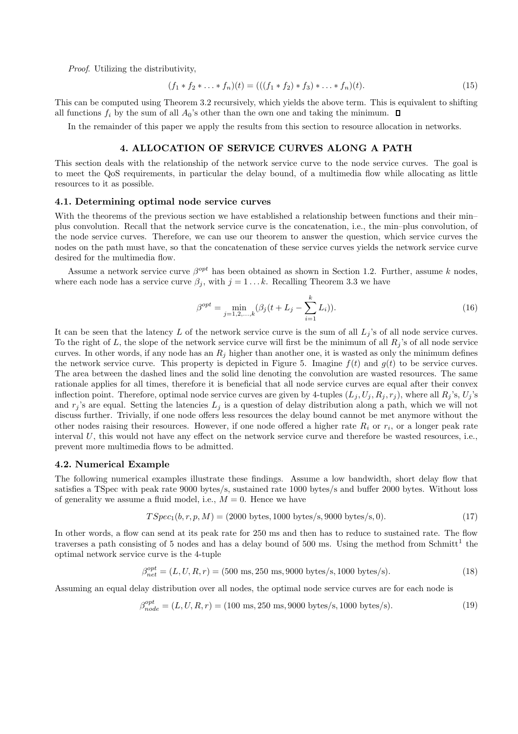*Proof.* Utilizing the distributivity,

$$(f_1 * f_2 * \ldots * f_n)(t) = (((f_1 * f_2) * f_3) * \ldots * f_n)(t). \tag{15}$$

This can be computed using Theorem 3.2 recursively, which yields the above term. This is equivalent to shifting all functions $f_i$ by the sum of all $A_0$'s other than the own one and taking the minimum. □

In the remainder of this paper we apply the results from this section to resource allocation in networks.

## 4. ALLOCATION OF SERVICE CURVES ALONG A PATH

This section deals with the relationship of the network service curve to the node service curves. The goal is to meet the QoS requirements, in particular the delay bound, of a multimedia flow while allocating as little resources to it as possible.

### 4.1. Determining optimal node service curves

With the theorems of the previous section we have established a relationship between functions and their min–plus convolution. Recall that the network service curve is the concatenation, i.e., the min–plus convolution, of the node service curves. Therefore, we can use our theorem to answer the question, which service curves the nodes on the path must have, so that the concatenation of these service curves yields the network service curve desired for the multimedia flow.

Assume a network service curve $\beta^{opt}$ has been obtained as shown in Section 1.2. Further, assume $k$ nodes, where each node has a service curve $\beta_j$, with $j = 1 \ldots k$. Recalling Theorem 3.3 we have

$$\beta^{opt} = \min_{j=1,2,\ldots,k} (\beta_j(t + L_j - \sum_{i=1}^{k} L_i)). \tag{16}$$

It can be seen that the latency $L$ of the network service curve is the sum of all $L_j$'s of all node service curves. To the right of $L$, the slope of the network service curve will first be the minimum of all $R_j$'s of all node service curves. In other words, if any node has an $R_j$ higher than another one, it is wasted as only the minimum defines the network service curve. This property is depicted in Figure 5. Imagine $f(t)$ and $g(t)$ to be service curves. The area between the dashed lines and the solid line denoting the convolution are wasted resources. The same rationale applies for all times, therefore it is beneficial that all node service curves are equal after their convex inflection point. Therefore, optimal node service curves are given by 4-tuples $(L_j, U_j, R_j, r_j)$, where all $R_j$'s, $U_j$'s and $r_j$'s are equal. Setting the latencies $L_j$ is a question of delay distribution along a path, which we will not discuss further. Trivially, if one node offers less resources the delay bound cannot be met anymore without the other nodes raising their resources. However, if one node offered a higher rate $R_i$ or $r_i$, or a longer peak rate interval $U$, this would not have any effect on the network service curve and therefore be wasted resources, i.e., prevent more multimedia flows to be admitted.

### 4.2. Numerical Example

The following numerical examples illustrate these findings. Assume a low bandwidth, short delay flow that satisfies a TSpec with peak rate 9000 bytes/s, sustained rate 1000 bytes/s and buffer 2000 bytes. Without loss of generality we assume a fluid model, i.e., $M = 0$. Hence we have

$$TSpec_1(b, r, p, M) = (2000 \text{ bytes}, 1000 \text{ bytes/s}, 9000 \text{ bytes/s}, 0). \tag{17}$$

In other words, a flow can send at its peak rate for 250 ms and then has to reduce to sustained rate. The flow traverses a path consisting of 5 nodes and has a delay bound of 500 ms. Using the method from Schmitt[1] the optimal network service curve is the 4-tuple

$$\beta_{net}^{opt} = (L, U, R, r) = (500 \text{ ms}, 250 \text{ ms}, 9000 \text{ bytes/s}, 1000 \text{ bytes/s}). \tag{18}$$

Assuming an equal delay distribution over all nodes, the optimal node service curves are for each node is

$$\beta_{node}^{opt} = (L, U, R, r) = (100 \text{ ms}, 250 \text{ ms}, 9000 \text{ bytes/s}, 1000 \text{ bytes/s}). \tag{19}$$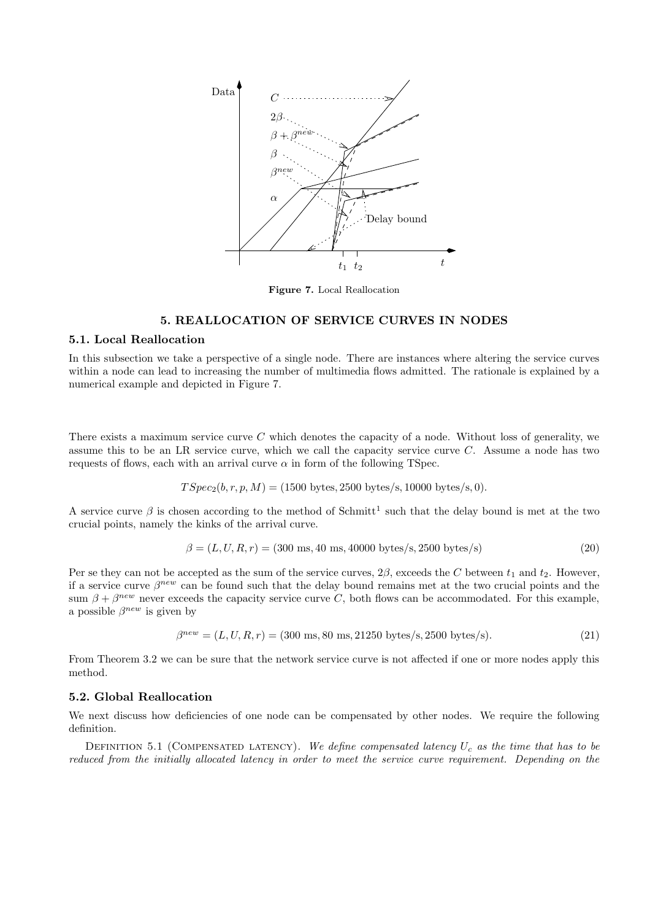Data

$C$

$2\beta$

$\beta + \beta^{new}$

$\beta$

$\beta^{new}$

$\alpha$

Delay bound

$t_1$ $t_2$

$t$

**Figure 7.** Local Reallocation

## 5. REALLOCATION OF SERVICE CURVES IN NODES

### 5.1. Local Reallocation

In this subsection we take a perspective of a single node. There are instances where altering the service curves within a node can lead to increasing the number of multimedia flows admitted. The rationale is explained by a numerical example and depicted in Figure 7.

There exists a maximum service curve $C$ which denotes the capacity of a node. Without loss of generality, we assume this to be an LR service curve, which we call the capacity service curve $C$. Assume a node has two requests of flows, each with an arrival curve $\alpha$ in form of the following TSpec.

$$TSpec_2(b, r, p, M) = (1500 \text{ bytes}, 2500 \text{ bytes/s}, 10000 \text{ bytes/s}, 0).$$

A service curve $\beta$ is chosen according to the method of Schmitt[1] such that the delay bound is met at the two crucial points, namely the kinks of the arrival curve.

$$\beta = (L, U, R, r) = (300 \text{ ms}, 40 \text{ ms}, 40000 \text{ bytes/s}, 2500 \text{ bytes/s}) \tag{20}$$

Per se they can not be accepted as the sum of the service curves, $2\beta$, exceeds the $C$ between $t_1$ and $t_2$. However, if a service curve $\beta^{new}$ can be found such that the delay bound remains met at the two crucial points and the sum $\beta + \beta^{new}$ never exceeds the capacity service curve $C$, both flows can be accommodated. For this example, a possible $\beta^{new}$ is given by

$$\beta^{new} = (L, U, R, r) = (300 \text{ ms}, 80 \text{ ms}, 21250 \text{ bytes/s}, 2500 \text{ bytes/s}). \tag{21}$$

From Theorem 3.2 we can be sure that the network service curve is not affected if one or more nodes apply this method.

### 5.2. Global Reallocation

We next discuss how deficiencies of one node can be compensated by other nodes. We require the following definition.

Definition 5.1 (Compensated latency). *We define compensated latency $U_c$ as the time that has to be reduced from the initially allocated latency in order to meet the service curve requirement. Depending on the*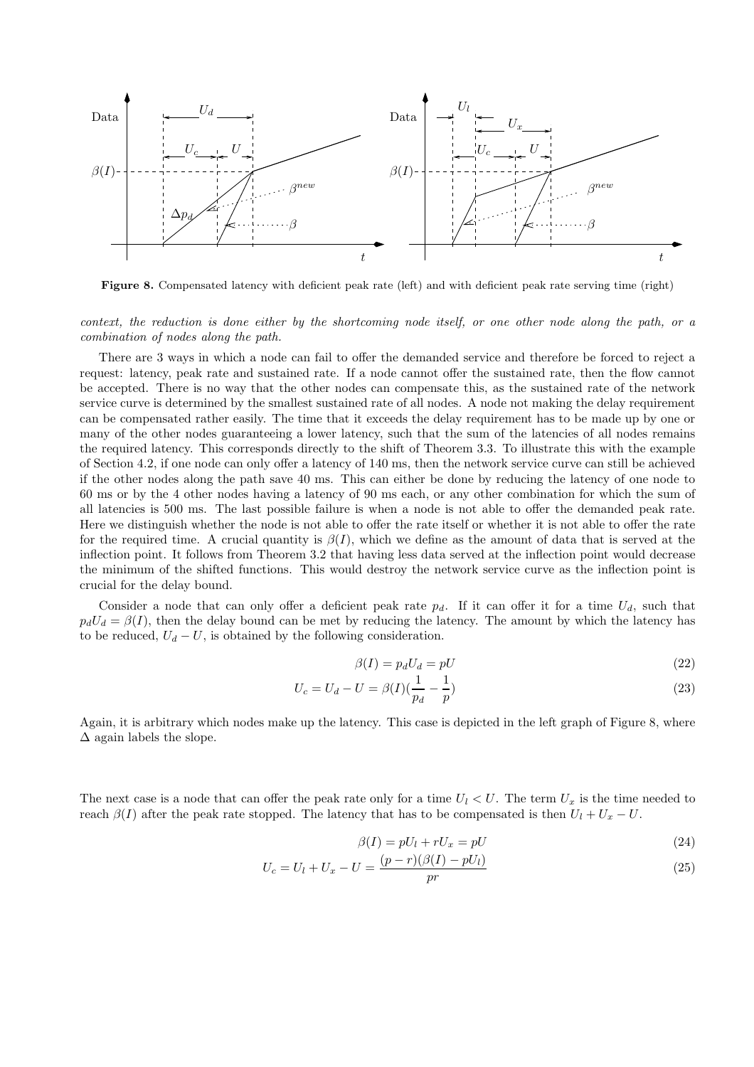Data

$U_d$

$U_c$

$U$

$\beta(I)$

$\beta^{new}$

$\Delta p_d$

$\beta$

$t$

Data

$U_l$

$U_x$

$U_c$

$U$

$\beta(I)$

$\beta^{new}$

$\beta$

$t$

**Figure 8.** Compensated latency with deficient peak rate (left) and with deficient peak rate serving time (right)

*context, the reduction is done either by the shortcoming node itself, or one other node along the path, or a combination of nodes along the path.*

There are 3 ways in which a node can fail to offer the demanded service and therefore be forced to reject a request: latency, peak rate and sustained rate. If a node cannot offer the sustained rate, then the flow cannot be accepted. There is no way that the other nodes can compensate this, as the sustained rate of the network service curve is determined by the smallest sustained rate of all nodes. A node not making the delay requirement can be compensated rather easily. The time that it exceeds the delay requirement has to be made up by one or many of the other nodes guaranteeing a lower latency, such that the sum of the latencies of all nodes remains the required latency. This corresponds directly to the shift of Theorem 3.3. To illustrate this with the example of Section 4.2, if one node can only offer a latency of 140 ms, then the network service curve can still be achieved if the other nodes along the path save 40 ms. This can either be done by reducing the latency of one node to 60 ms or by the 4 other nodes having a latency of 90 ms each, or any other combination for which the sum of all latencies is 500 ms. The last possible failure is when a node is not able to offer the demanded peak rate. Here we distinguish whether the node is not able to offer the rate itself or whether it is not able to offer the rate for the required time. A crucial quantity is $\beta(I)$, which we define as the amount of data that is served at the inflection point. It follows from Theorem 3.2 that having less data served at the inflection point would decrease the minimum of the shifted functions. This would destroy the network service curve as the inflection point is crucial for the delay bound.

Consider a node that can only offer a deficient peak rate $p_d$. If it can offer it for a time $U_d$, such that $p_d U_d = \beta(I)$, then the delay bound can be met by reducing the latency. The amount by which the latency has to be reduced, $U_d - U$, is obtained by the following consideration.

$$\beta(I) = p_d U_d = pU \tag{22}$$

$$U_c = U_d - U = \beta(I)\left(\frac{1}{p_d} - \frac{1}{p}\right) \tag{23}$$

Again, it is arbitrary which nodes make up the latency. This case is depicted in the left graph of Figure 8, where $\Delta$ again labels the slope.

The next case is a node that can offer the peak rate only for a time $U_l < U$. The term $U_x$ is the time needed to reach $\beta(I)$ after the peak rate stopped. The latency that has to be compensated is then $U_l + U_x - U$.

$$\beta(I) = pU_l + rU_x = pU \tag{24}$$

$$U_c = U_l + U_x - U = \frac{(p-r)(\beta(I) - pU_l)}{pr} \tag{25}$$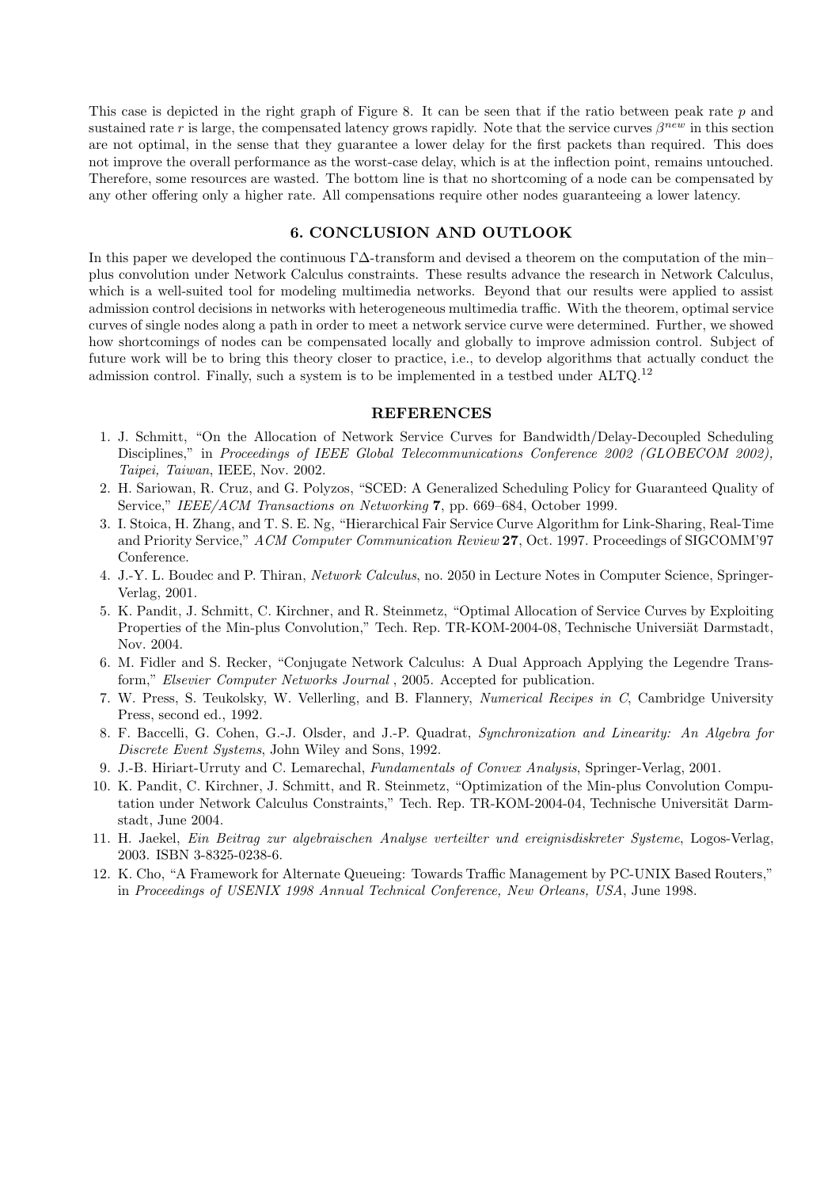This case is depicted in the right graph of Figure 8. It can be seen that if the ratio between peak rate $p$ and sustained rate $r$ is large, the compensated latency grows rapidly. Note that the service curves $\beta^{new}$ in this section are not optimal, in the sense that they guarantee a lower delay for the first packets than required. This does not improve the overall performance as the worst-case delay, which is at the inflection point, remains untouched. Therefore, some resources are wasted. The bottom line is that no shortcoming of a node can be compensated by any other offering only a higher rate. All compensations require other nodes guaranteeing a lower latency.

## 6. CONCLUSION AND OUTLOOK

In this paper we developed the continuous $\Gamma\Delta$-transform and devised a theorem on the computation of the min–plus convolution under Network Calculus constraints. These results advance the research in Network Calculus, which is a well-suited tool for modeling multimedia networks. Beyond that our results were applied to assist admission control decisions in networks with heterogeneous multimedia traffic. With the theorem, optimal service curves of single nodes along a path in order to meet a network service curve were determined. Further, we showed how shortcomings of nodes can be compensated locally and globally to improve admission control. Subject of future work will be to bring this theory closer to practice, i.e., to develop algorithms that actually conduct the admission control. Finally, such a system is to be implemented in a testbed under ALTQ.[12]

## REFERENCES

1. J. Schmitt, "On the Allocation of Network Service Curves for Bandwidth/Delay-Decoupled Scheduling Disciplines," in *Proceedings of IEEE Global Telecommunications Conference 2002 (GLOBECOM 2002), Taipei, Taiwan*, IEEE, Nov. 2002.
2. H. Sariowan, R. Cruz, and G. Polyzos, "SCED: A Generalized Scheduling Policy for Guaranteed Quality of Service," *IEEE/ACM Transactions on Networking* **7**, pp. 669–684, October 1999.
3. I. Stoica, H. Zhang, and T. S. E. Ng, "Hierarchical Fair Service Curve Algorithm for Link-Sharing, Real-Time and Priority Service," *ACM Computer Communication Review* **27**, Oct. 1997. Proceedings of SIGCOMM'97 Conference.
4. J.-Y. L. Boudec and P. Thiran, *Network Calculus*, no. 2050 in Lecture Notes in Computer Science, Springer-Verlag, 2001.
5. K. Pandit, J. Schmitt, C. Kirchner, and R. Steinmetz, "Optimal Allocation of Service Curves by Exploiting Properties of the Min-plus Convolution," Tech. Rep. TR-KOM-2004-08, Technische Universiät Darmstadt, Nov. 2004.
6. M. Fidler and S. Recker, "Conjugate Network Calculus: A Dual Approach Applying the Legendre Transform," *Elsevier Computer Networks Journal* , 2005. Accepted for publication.
7. W. Press, S. Teukolsky, W. Vellerling, and B. Flannery, *Numerical Recipes in C*, Cambridge University Press, second ed., 1992.
8. F. Baccelli, G. Cohen, G.-J. Olsder, and J.-P. Quadrat, *Synchronization and Linearity: An Algebra for Discrete Event Systems*, John Wiley and Sons, 1992.
9. J.-B. Hiriart-Urruty and C. Lemarechal, *Fundamentals of Convex Analysis*, Springer-Verlag, 2001.
10. K. Pandit, C. Kirchner, J. Schmitt, and R. Steinmetz, "Optimization of the Min-plus Convolution Computation under Network Calculus Constraints," Tech. Rep. TR-KOM-2004-04, Technische Universität Darmstadt, June 2004.
11. H. Jaekel, *Ein Beitrag zur algebraischen Analyse verteilter und ereignisdiskreter Systeme*, Logos-Verlag, 2003. ISBN 3-8325-0238-6.
12. K. Cho, "A Framework for Alternate Queueing: Towards Traffic Management by PC-UNIX Based Routers," in *Proceedings of USENIX 1998 Annual Technical Conference, New Orleans, USA*, June 1998.